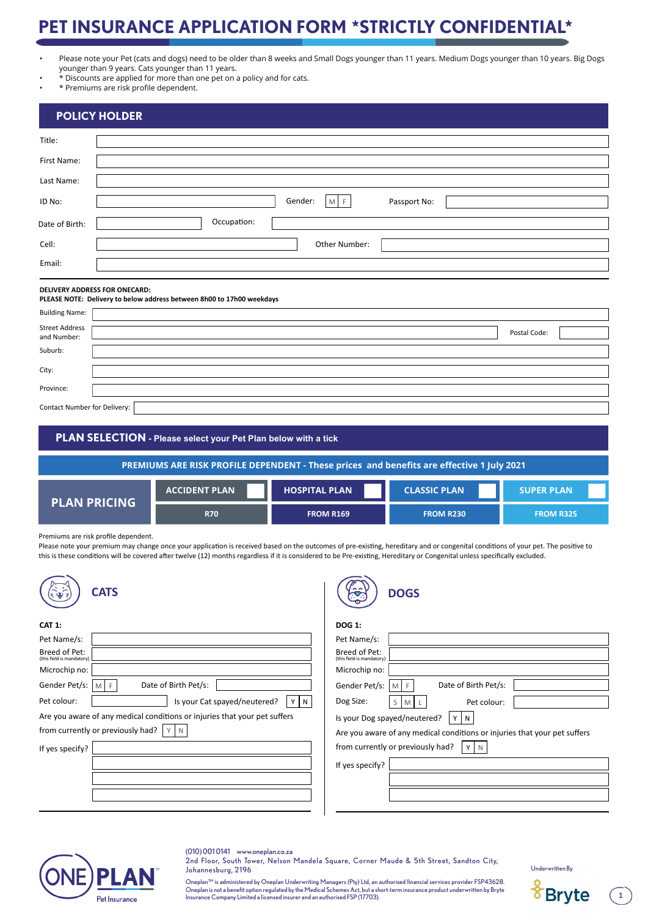# PET INSURANCE APPLICATION FORM *STRICTLY CONFIDENTIAL*

- Please note your Pet (cats and dogs) need to be older than 8 weeks and Small Dogs younger than 11 years. Medium Dogs younger than 10 years. Big Dogs younger than 9 years. Cats younger than 11 years.
- * Discounts are applied for more than one pet on a policy and for cats.
- * Premiums are risk profile dependent.

## POLICY HOLDER

Title:

First Name:

Last Name:

ID No: Gender: M F Passport No:

Date of Birth: Occupation:

Cell: Other Number:

Email:

**DELIVERY ADDRESS FOR ONECARD:**
**PLEASE NOTE: Delivery to below address between 8h00 to 17h00 weekdays**

Building Name:

Street Address and Number: Postal Code:

Suburb:

City:

Province:

Contact Number for Delivery:

## PLAN SELECTION - Please select your Pet Plan below with a tick

**PREMIUMS ARE RISK PROFILE DEPENDENT - These prices and benefits are effective 1 July 2021**

| PLAN PRICING | ACCIDENT PLAN ☐ | HOSPITAL PLAN ☐ | CLASSIC PLAN ☐ | SUPER PLAN ☐ |
|---|---|---|---|---|
| | R70 | FROM R169 | FROM R230 | FROM R325 |

Premiums are risk profile dependent.
Please note your premium may change once your application is received based on the outcomes of pre-existing, hereditary and or congenital conditions of your pet. The positive to this is these conditions will be covered after twelve (12) months regardless if it is considered to be Pre-existing, Hereditary or Congenital unless specifically excluded.

## CATS

**CAT 1:**

Pet Name/s:

Breed of Pet: (this field is mandatory)

Microchip no:

Gender Pet/s: M F Date of Birth Pet/s:

Pet colour: Is your Cat spayed/neutered? Y N

Are you aware of any medical conditions or injuries that your pet suffers from currently or previously had? Y N

If yes specify?

## DOGS

**DOG 1:**

Pet Name/s:

Breed of Pet: (this field is mandatory)

Microchip no:

Gender Pet/s: M F Date of Birth Pet/s:

Dog Size: S M L Pet colour:

Is your Dog spayed/neutered? Y N

Are you aware of any medical conditions or injuries that your pet suffers from currently or previously had? Y N

If yes specify?

ONE PLAN™ Pet Insurance

(010) 001 0141 www.oneplan.co.za
2nd Floor, South Tower, Nelson Mandela Square, Corner Maude & 5th Street, Sandton City, Johannesburg, 2196

Oneplan™ is administered by Oneplan Underwriting Managers (Pty) Ltd, an authorised financial services provider FSP43628. Oneplan is not a benefit option regulated by the Medical Schemes Act, but a short-term insurance product underwritten by Bryte Insurance Company Limited a licensed insurer and an authorised FSP (17703).

Underwritten By Bryte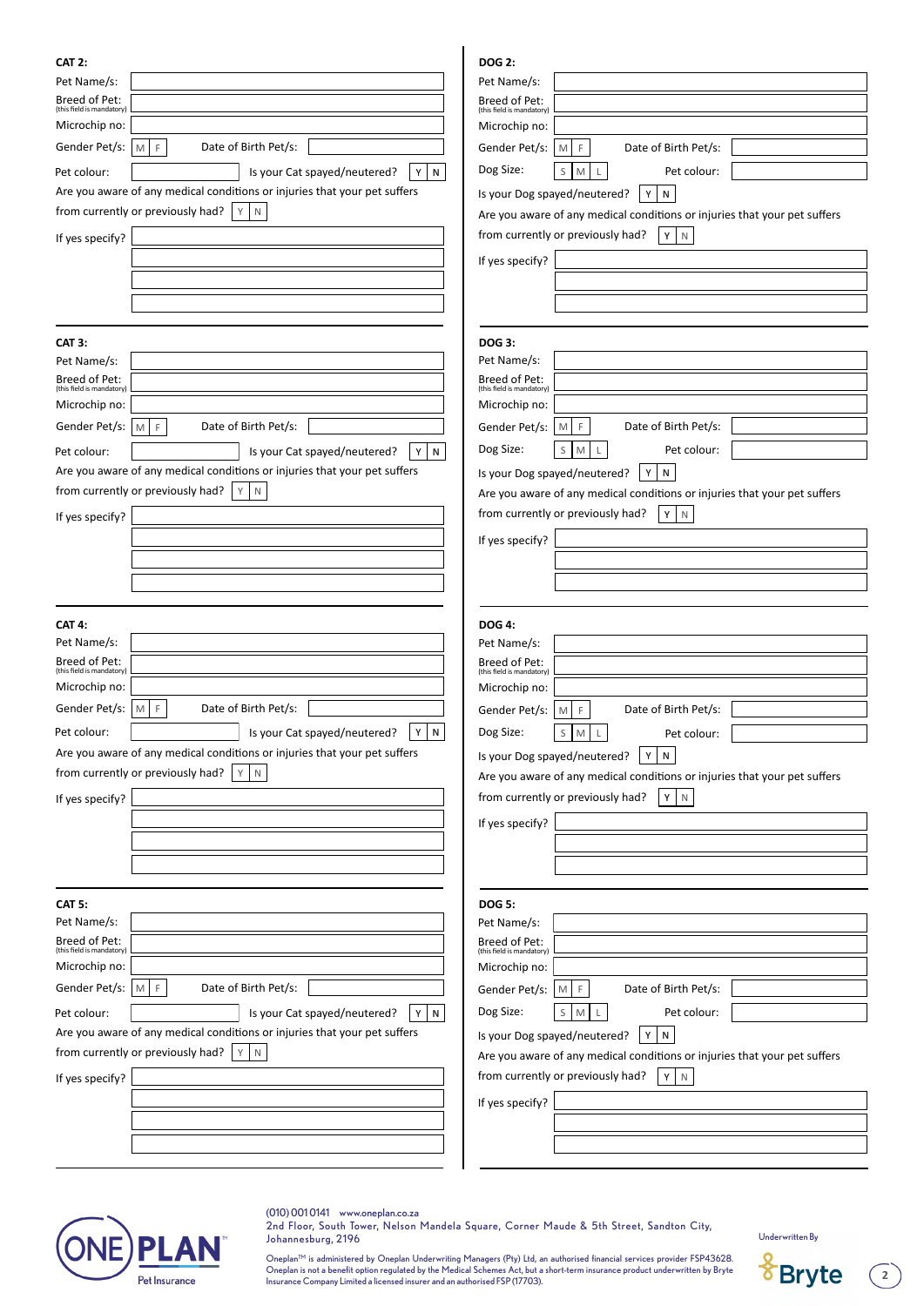**CAT 2:**

Pet Name/s:

Breed of Pet: (this field is mandatory)

Microchip no:

Gender Pet/s: M | F     Date of Birth Pet/s:

Pet colour:     Is your Cat spayed/neutered? Y | N

Are you aware of any medical conditions or injuries that your pet suffers from currently or previously had? Y | N

If yes specify?

---

**CAT 3:**

Pet Name/s:

Breed of Pet: (this field is mandatory)

Microchip no:

Gender Pet/s: M | F     Date of Birth Pet/s:

Pet colour:     Is your Cat spayed/neutered? Y | N

Are you aware of any medical conditions or injuries that your pet suffers from currently or previously had? Y | N

If yes specify?

---

**CAT 4:**

Pet Name/s:

Breed of Pet: (this field is mandatory)

Microchip no:

Gender Pet/s: M | F     Date of Birth Pet/s:

Pet colour:     Is your Cat spayed/neutered? Y | N

Are you aware of any medical conditions or injuries that your pet suffers from currently or previously had? Y | N

If yes specify?

---

**CAT 5:**

Pet Name/s:

Breed of Pet: (this field is mandatory)

Microchip no:

Gender Pet/s: M | F     Date of Birth Pet/s:

Pet colour:     Is your Cat spayed/neutered? Y | N

Are you aware of any medical conditions or injuries that your pet suffers from currently or previously had? Y | N

If yes specify?

---

**DOG 2:**

Pet Name/s:

Breed of Pet: (this field is mandatory)

Microchip no:

Gender Pet/s: M | F     Date of Birth Pet/s:

Dog Size: S | M | L     Pet colour:

Is your Dog spayed/neutered? Y | N

Are you aware of any medical conditions or injuries that your pet suffers from currently or previously had? Y | N

If yes specify?

---

**DOG 3:**

Pet Name/s:

Breed of Pet: (this field is mandatory)

Microchip no:

Gender Pet/s: M | F     Date of Birth Pet/s:

Dog Size: S | M | L     Pet colour:

Is your Dog spayed/neutered? Y | N

Are you aware of any medical conditions or injuries that your pet suffers from currently or previously had? Y | N

If yes specify?

---

**DOG 4:**

Pet Name/s:

Breed of Pet: (this field is mandatory)

Microchip no:

Gender Pet/s: M | F     Date of Birth Pet/s:

Dog Size: S | M | L     Pet colour:

Is your Dog spayed/neutered? Y | N

Are you aware of any medical conditions or injuries that your pet suffers from currently or previously had? Y | N

If yes specify?

---

**DOG 5:**

Pet Name/s:

Breed of Pet: (this field is mandatory)

Microchip no:

Gender Pet/s: M | F     Date of Birth Pet/s:

Dog Size: S | M | L     Pet colour:

Is your Dog spayed/neutered? Y | N

Are you aware of any medical conditions or injuries that your pet suffers from currently or previously had? Y | N

If yes specify?

---

ONE PLAN™ Pet Insurance

(010) 001 0141 www.oneplan.co.za
2nd Floor, South Tower, Nelson Mandela Square, Corner Maude & 5th Street, Sandton City, Johannesburg, 2196

Oneplan™ is administered by Oneplan Underwriting Managers (Pty) Ltd, an authorised financial services provider FSP43628. Oneplan is not a benefit option regulated by the Medical Schemes Act, but a short-term insurance product underwritten by Bryte Insurance Company Limited a licensed insurer and an authorised FSP (17703).

Underwritten By Bryte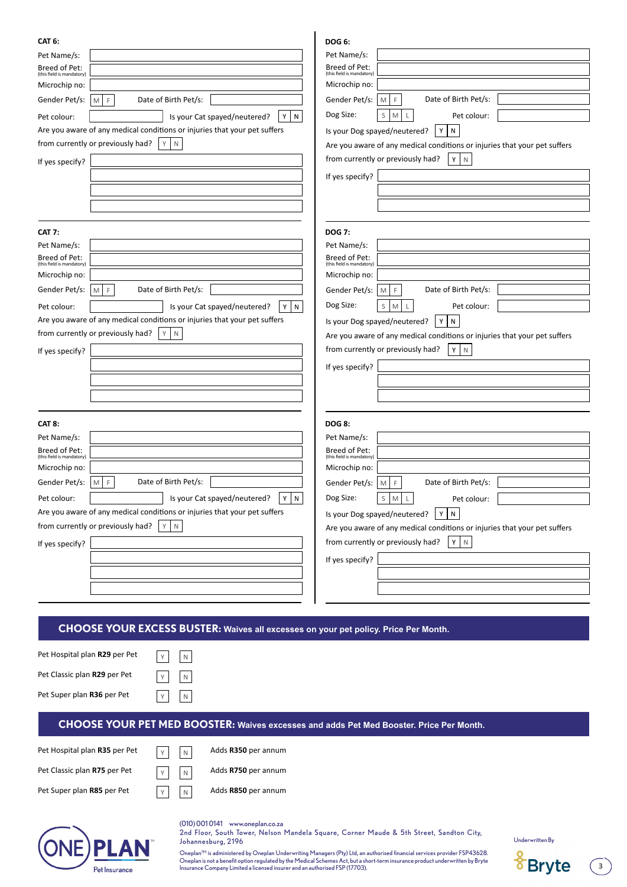### CAT 6:

Pet Name/s: 

Breed of Pet: (this field is mandatory)

Microchip no:

Gender Pet/s: M | F    Date of Birth Pet/s:

Pet colour:    Is your Cat spayed/neutered? Y | N

Are you aware of any medical conditions or injuries that your pet suffers from currently or previously had? Y | N

If yes specify?

### CAT 7:

Pet Name/s:

Breed of Pet: (this field is mandatory)

Microchip no:

Gender Pet/s: M | F    Date of Birth Pet/s:

Pet colour:    Is your Cat spayed/neutered? Y | N

Are you aware of any medical conditions or injuries that your pet suffers from currently or previously had? Y | N

If yes specify?

### CAT 8:

Pet Name/s:

Breed of Pet: (this field is mandatory)

Microchip no:

Gender Pet/s: M | F    Date of Birth Pet/s:

Pet colour:    Is your Cat spayed/neutered? Y | N

Are you aware of any medical conditions or injuries that your pet suffers from currently or previously had? Y | N

If yes specify?

### DOG 6:

Pet Name/s:

Breed of Pet: (this field is mandatory)

Microchip no:

Gender Pet/s: M | F    Date of Birth Pet/s:

Dog Size: S | M | L    Pet colour:

Is your Dog spayed/neutered? Y | N

Are you aware of any medical conditions or injuries that your pet suffers from currently or previously had? Y | N

If yes specify?

### DOG 7:

Pet Name/s:

Breed of Pet: (this field is mandatory)

Microchip no:

Gender Pet/s: M | F    Date of Birth Pet/s:

Dog Size: S | M | L    Pet colour:

Is your Dog spayed/neutered? Y | N

Are you aware of any medical conditions or injuries that your pet suffers from currently or previously had? Y | N

If yes specify?

### DOG 8:

Pet Name/s:

Breed of Pet: (this field is mandatory)

Microchip no:

Gender Pet/s: M | F    Date of Birth Pet/s:

Dog Size: S | M | L    Pet colour:

Is your Dog spayed/neutered? Y | N

Are you aware of any medical conditions or injuries that your pet suffers from currently or previously had? Y | N

If yes specify?

## CHOOSE YOUR EXCESS BUSTER: Waives all excesses on your pet policy. Price Per Month.

| Plan | Y | N |
|---|---|---|
| Pet Hospital plan **R29** per Pet | Y | N |
| Pet Classic plan **R29** per Pet | Y | N |
| Pet Super plan **R36** per Pet | Y | N |

## CHOOSE YOUR PET MED BOOSTER: Waives excesses and adds Pet Med Booster. Price Per Month.

| Plan | Y | N | Benefit |
|---|---|---|---|
| Pet Hospital plan **R35** per Pet | Y | N | Adds **R350** per annum |
| Pet Classic plan **R75** per Pet | Y | N | Adds **R750** per annum |
| Pet Super plan **R85** per Pet | Y | N | Adds **R850** per annum |

ONE PLAN™ Pet Insurance

(010) 001 0141 www.oneplan.co.za
2nd Floor, South Tower, Nelson Mandela Square, Corner Maude & 5th Street, Sandton City, Johannesburg, 2196

Oneplan™ is administered by Oneplan Underwriting Managers (Pty) Ltd, an authorised financial services provider FSP43628. Oneplan is not a benefit option regulated by the Medical Schemes Act, but a short-term insurance product underwritten by Bryte Insurance Company Limited a licensed insurer and an authorised FSP (17703).

Underwritten By Bryte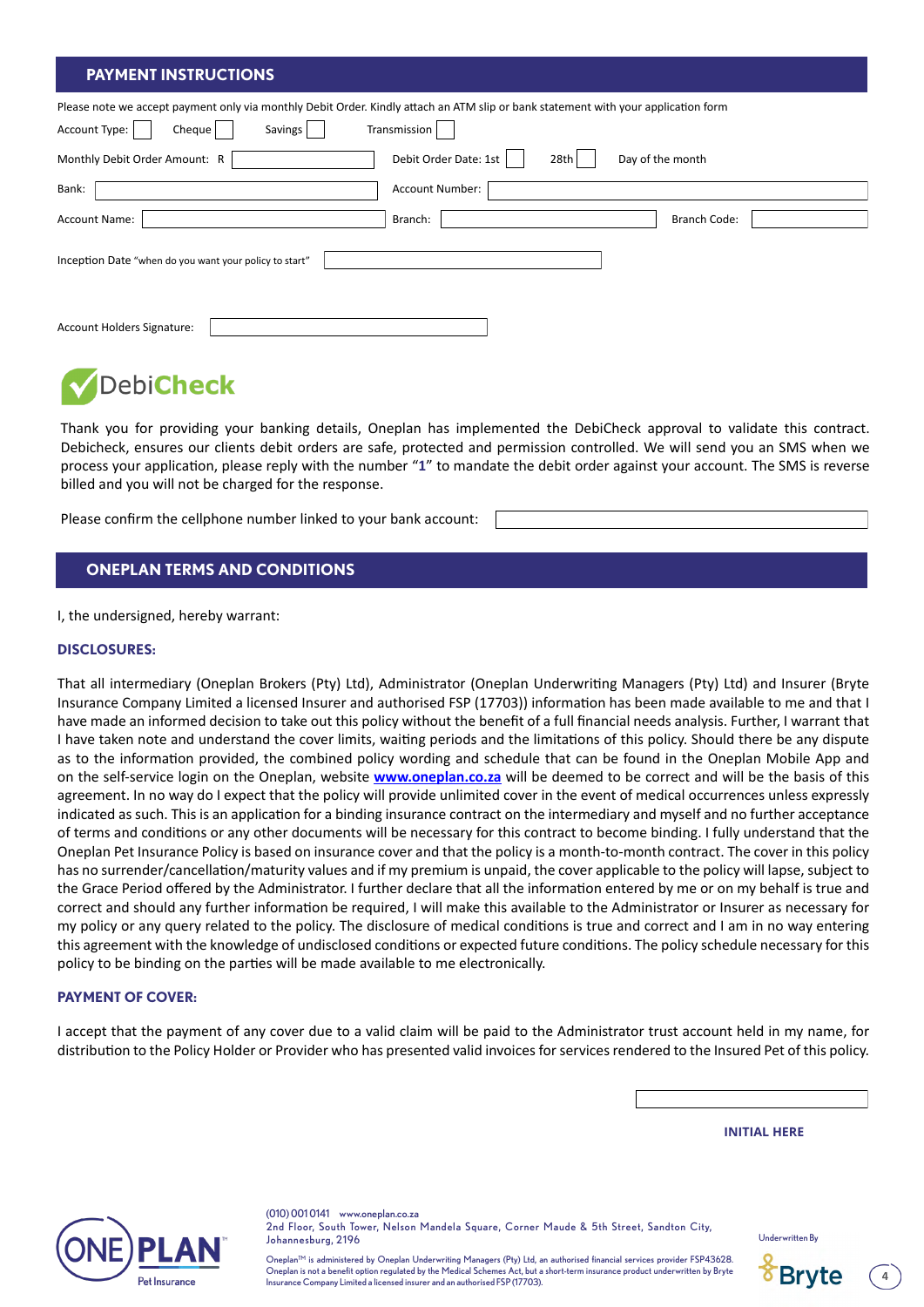## PAYMENT INSTRUCTIONS

Please note we accept payment only via monthly Debit Order. Kindly attach an ATM slip or bank statement with your application form

Account Type: ☐ Cheque ☐ Savings ☐ Transmission ☐

Monthly Debit Order Amount: R ______ Debit Order Date: 1st ☐ 28th ☐ Day of the month

Bank: ______ Account Number: ______

Account Name: ______ Branch: ______ Branch Code: ______

Inception Date "when do you want your policy to start" ______

Account Holders Signature: ______

**DebiCheck**

Thank you for providing your banking details, Oneplan has implemented the DebiCheck approval to validate this contract. Debicheck, ensures our clients debit orders are safe, protected and permission controlled. We will send you an SMS when we process your application, please reply with the number "**1**" to mandate the debit order against your account. The SMS is reverse billed and you will not be charged for the response.

Please confirm the cellphone number linked to your bank account: ______

## ONEPLAN TERMS AND CONDITIONS

I, the undersigned, hereby warrant:

### DISCLOSURES:

That all intermediary (Oneplan Brokers (Pty) Ltd), Administrator (Oneplan Underwriting Managers (Pty) Ltd) and Insurer (Bryte Insurance Company Limited a licensed Insurer and authorised FSP (17703)) information has been made available to me and that I have made an informed decision to take out this policy without the benefit of a full financial needs analysis. Further, I warrant that I have taken note and understand the cover limits, waiting periods and the limitations of this policy. Should there be any dispute as to the information provided, the combined policy wording and schedule that can be found in the Oneplan Mobile App and on the self-service login on the Oneplan, website **www.oneplan.co.za** will be deemed to be correct and will be the basis of this agreement. In no way do I expect that the policy will provide unlimited cover in the event of medical occurrences unless expressly indicated as such. This is an application for a binding insurance contract on the intermediary and myself and no further acceptance of terms and conditions or any other documents will be necessary for this contract to become binding. I fully understand that the Oneplan Pet Insurance Policy is based on insurance cover and that the policy is a month-to-month contract. The cover in this policy has no surrender/cancellation/maturity values and if my premium is unpaid, the cover applicable to the policy will lapse, subject to the Grace Period offered by the Administrator. I further declare that all the information entered by me or on my behalf is true and correct and should any further information be required, I will make this available to the Administrator or Insurer as necessary for my policy or any query related to the policy. The disclosure of medical conditions is true and correct and I am in no way entering this agreement with the knowledge of undisclosed conditions or expected future conditions. The policy schedule necessary for this policy to be binding on the parties will be made available to me electronically.

### PAYMENT OF COVER:

I accept that the payment of any cover due to a valid claim will be paid to the Administrator trust account held in my name, for distribution to the Policy Holder or Provider who has presented valid invoices for services rendered to the Insured Pet of this policy.

______

**INITIAL HERE**

ONE PLAN™ Pet Insurance

(010) 001 0141 www.oneplan.co.za
2nd Floor, South Tower, Nelson Mandela Square, Corner Maude & 5th Street, Sandton City, Johannesburg, 2196

Oneplan™ is administered by Oneplan Underwriting Managers (Pty) Ltd, an authorised financial services provider FSP43628. Oneplan is not a benefit option regulated by the Medical Schemes Act, but a short-term insurance product underwritten by Bryte Insurance Company Limited a licensed insurer and an authorised FSP (17703).

Underwritten By Bryte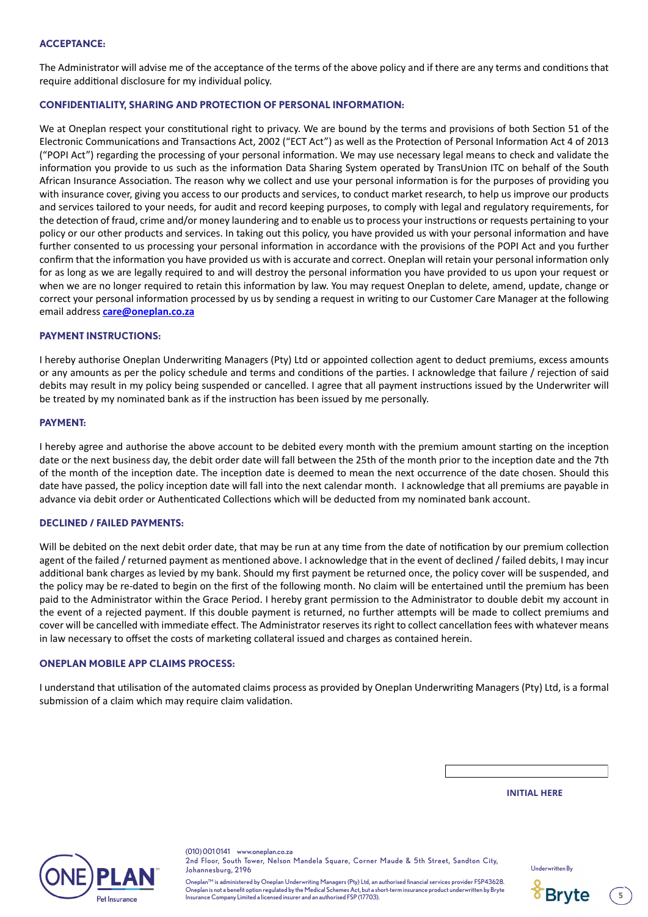## ACCEPTANCE:

The Administrator will advise me of the acceptance of the terms of the above policy and if there are any terms and conditions that require additional disclosure for my individual policy.

## CONFIDENTIALITY, SHARING AND PROTECTION OF PERSONAL INFORMATION:

We at Oneplan respect your constitutional right to privacy. We are bound by the terms and provisions of both Section 51 of the Electronic Communications and Transactions Act, 2002 ("ECT Act") as well as the Protection of Personal Information Act 4 of 2013 ("POPI Act") regarding the processing of your personal information. We may use necessary legal means to check and validate the information you provide to us such as the information Data Sharing System operated by TransUnion ITC on behalf of the South African Insurance Association. The reason why we collect and use your personal information is for the purposes of providing you with insurance cover, giving you access to our products and services, to conduct market research, to help us improve our products and services tailored to your needs, for audit and record keeping purposes, to comply with legal and regulatory requirements, for the detection of fraud, crime and/or money laundering and to enable us to process your instructions or requests pertaining to your policy or our other products and services. In taking out this policy, you have provided us with your personal information and have further consented to us processing your personal information in accordance with the provisions of the POPI Act and you further confirm that the information you have provided us with is accurate and correct. Oneplan will retain your personal information only for as long as we are legally required to and will destroy the personal information you have provided to us upon your request or when we are no longer required to retain this information by law. You may request Oneplan to delete, amend, update, change or correct your personal information processed by us by sending a request in writing to our Customer Care Manager at the following email address **care@oneplan.co.za**

## PAYMENT INSTRUCTIONS:

I hereby authorise Oneplan Underwriting Managers (Pty) Ltd or appointed collection agent to deduct premiums, excess amounts or any amounts as per the policy schedule and terms and conditions of the parties. I acknowledge that failure / rejection of said debits may result in my policy being suspended or cancelled. I agree that all payment instructions issued by the Underwriter will be treated by my nominated bank as if the instruction has been issued by me personally.

## PAYMENT:

I hereby agree and authorise the above account to be debited every month with the premium amount starting on the inception date or the next business day, the debit order date will fall between the 25th of the month prior to the inception date and the 7th of the month of the inception date. The inception date is deemed to mean the next occurrence of the date chosen. Should this date have passed, the policy inception date will fall into the next calendar month. I acknowledge that all premiums are payable in advance via debit order or Authenticated Collections which will be deducted from my nominated bank account.

## DECLINED / FAILED PAYMENTS:

Will be debited on the next debit order date, that may be run at any time from the date of notification by our premium collection agent of the failed / returned payment as mentioned above. I acknowledge that in the event of declined / failed debits, I may incur additional bank charges as levied by my bank. Should my first payment be returned once, the policy cover will be suspended, and the policy may be re-dated to begin on the first of the following month. No claim will be entertained until the premium has been paid to the Administrator within the Grace Period. I hereby grant permission to the Administrator to double debit my account in the event of a rejected payment. If this double payment is returned, no further attempts will be made to collect premiums and cover will be cancelled with immediate effect. The Administrator reserves its right to collect cancellation fees with whatever means in law necessary to offset the costs of marketing collateral issued and charges as contained herein.

## ONEPLAN MOBILE APP CLAIMS PROCESS:

I understand that utilisation of the automated claims process as provided by Oneplan Underwriting Managers (Pty) Ltd, is a formal submission of a claim which may require claim validation.

**INITIAL HERE**

(010) 001 0141 www.oneplan.co.za
2nd Floor, South Tower, Nelson Mandela Square, Corner Maude & 5th Street, Sandton City, Johannesburg, 2196

Oneplan™ is administered by Oneplan Underwriting Managers (Pty) Ltd, an authorised financial services provider FSP43628. Oneplan is not a benefit option regulated by the Medical Schemes Act, but a short-term insurance product underwritten by Bryte Insurance Company Limited a licensed insurer and an authorised FSP (17703).

Underwritten By Bryte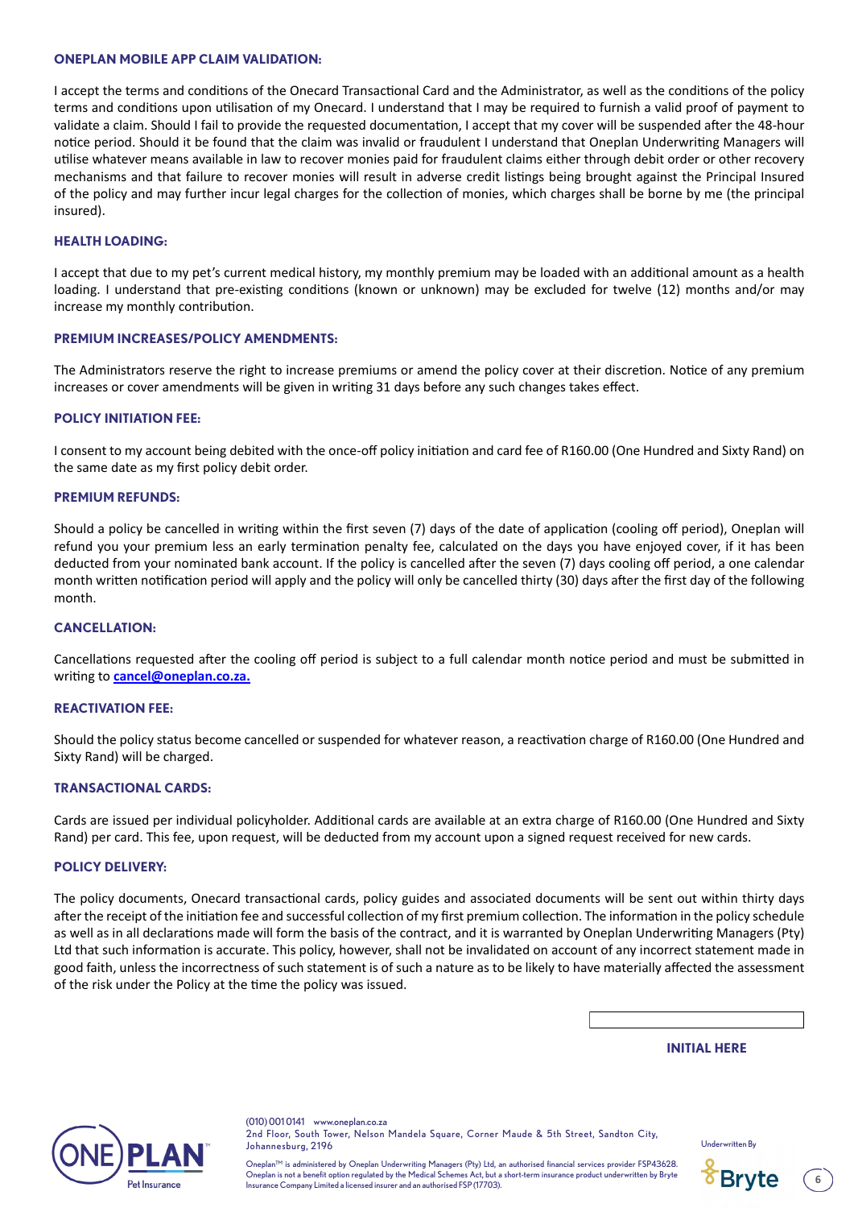### ONEPLAN MOBILE APP CLAIM VALIDATION:

I accept the terms and conditions of the Onecard Transactional Card and the Administrator, as well as the conditions of the policy terms and conditions upon utilisation of my Onecard. I understand that I may be required to furnish a valid proof of payment to validate a claim. Should I fail to provide the requested documentation, I accept that my cover will be suspended after the 48-hour notice period. Should it be found that the claim was invalid or fraudulent I understand that Oneplan Underwriting Managers will utilise whatever means available in law to recover monies paid for fraudulent claims either through debit order or other recovery mechanisms and that failure to recover monies will result in adverse credit listings being brought against the Principal Insured of the policy and may further incur legal charges for the collection of monies, which charges shall be borne by me (the principal insured).

### HEALTH LOADING:

I accept that due to my pet's current medical history, my monthly premium may be loaded with an additional amount as a health loading. I understand that pre-existing conditions (known or unknown) may be excluded for twelve (12) months and/or may increase my monthly contribution.

### PREMIUM INCREASES/POLICY AMENDMENTS:

The Administrators reserve the right to increase premiums or amend the policy cover at their discretion. Notice of any premium increases or cover amendments will be given in writing 31 days before any such changes takes effect.

### POLICY INITIATION FEE:

I consent to my account being debited with the once-off policy initiation and card fee of R160.00 (One Hundred and Sixty Rand) on the same date as my first policy debit order.

### PREMIUM REFUNDS:

Should a policy be cancelled in writing within the first seven (7) days of the date of application (cooling off period), Oneplan will refund you your premium less an early termination penalty fee, calculated on the days you have enjoyed cover, if it has been deducted from your nominated bank account. If the policy is cancelled after the seven (7) days cooling off period, a one calendar month written notification period will apply and the policy will only be cancelled thirty (30) days after the first day of the following month.

### CANCELLATION:

Cancellations requested after the cooling off period is subject to a full calendar month notice period and must be submitted in writing to **cancel@oneplan.co.za.**

### REACTIVATION FEE:

Should the policy status become cancelled or suspended for whatever reason, a reactivation charge of R160.00 (One Hundred and Sixty Rand) will be charged.

### TRANSACTIONAL CARDS:

Cards are issued per individual policyholder. Additional cards are available at an extra charge of R160.00 (One Hundred and Sixty Rand) per card. This fee, upon request, will be deducted from my account upon a signed request received for new cards.

### POLICY DELIVERY:

The policy documents, Onecard transactional cards, policy guides and associated documents will be sent out within thirty days after the receipt of the initiation fee and successful collection of my first premium collection. The information in the policy schedule as well as in all declarations made will form the basis of the contract, and it is warranted by Oneplan Underwriting Managers (Pty) Ltd that such information is accurate. This policy, however, shall not be invalidated on account of any incorrect statement made in good faith, unless the incorrectness of such statement is of such a nature as to be likely to have materially affected the assessment of the risk under the Policy at the time the policy was issued.

**INITIAL HERE**

(010) 001 0141 www.oneplan.co.za
2nd Floor, South Tower, Nelson Mandela Square, Corner Maude & 5th Street, Sandton City, Johannesburg, 2196

Oneplan™ is administered by Oneplan Underwriting Managers (Pty) Ltd, an authorised financial services provider FSP43628. Oneplan is not a benefit option regulated by the Medical Schemes Act, but a short-term insurance product underwritten by Bryte Insurance Company Limited a licensed insurer and an authorised FSP (17703).

Underwritten By Bryte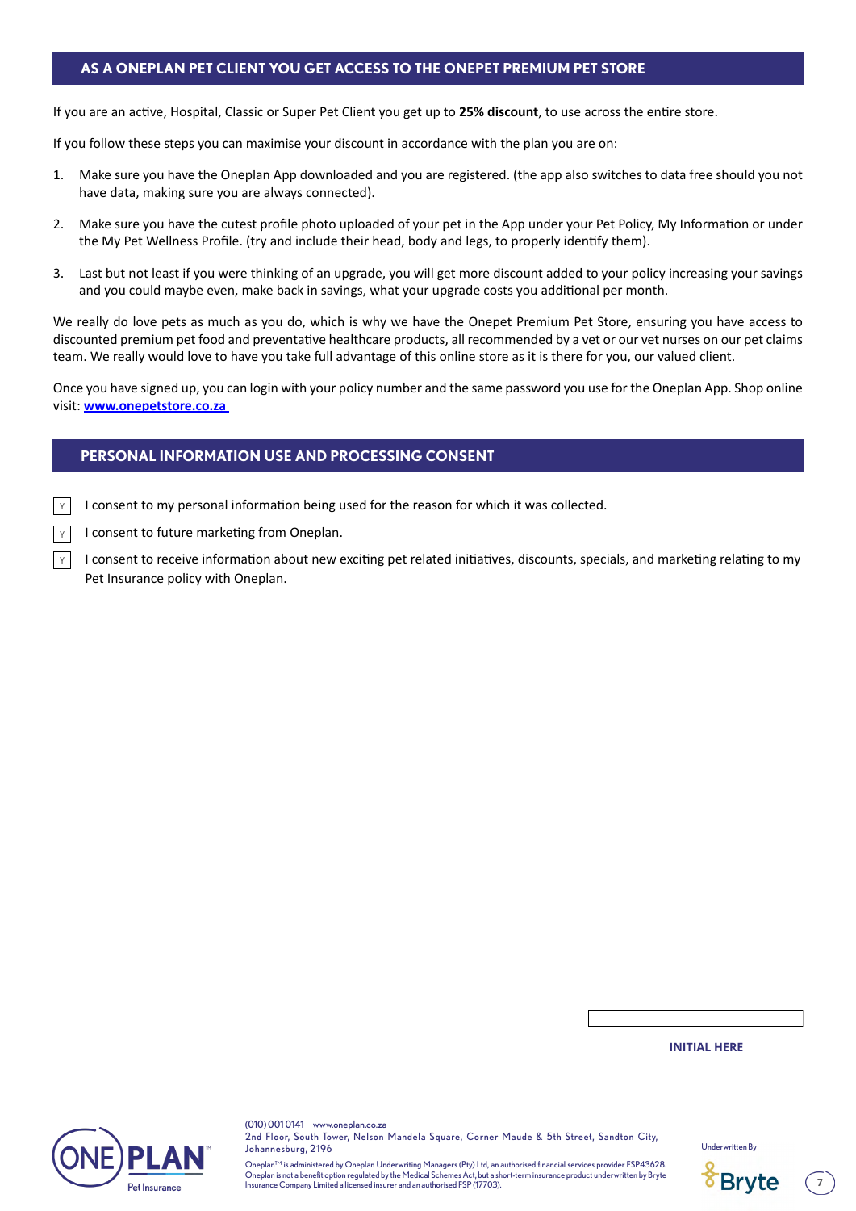## AS A ONEPLAN PET CLIENT YOU GET ACCESS TO THE ONEPET PREMIUM PET STORE

If you are an active, Hospital, Classic or Super Pet Client you get up to **25% discount**, to use across the entire store.

If you follow these steps you can maximise your discount in accordance with the plan you are on:

1. Make sure you have the Oneplan App downloaded and you are registered. (the app also switches to data free should you not have data, making sure you are always connected).
2. Make sure you have the cutest profile photo uploaded of your pet in the App under your Pet Policy, My Information or under the My Pet Wellness Profile. (try and include their head, body and legs, to properly identify them).
3. Last but not least if you were thinking of an upgrade, you will get more discount added to your policy increasing your savings and you could maybe even, make back in savings, what your upgrade costs you additional per month.

We really do love pets as much as you do, which is why we have the Onepet Premium Pet Store, ensuring you have access to discounted premium pet food and preventative healthcare products, all recommended by a vet or our vet nurses on our pet claims team. We really would love to have you take full advantage of this online store as it is there for you, our valued client.

Once you have signed up, you can login with your policy number and the same password you use for the Oneplan App. Shop online visit: **www.onepetstore.co.za**

## PERSONAL INFORMATION USE AND PROCESSING CONSENT

- [Y] I consent to my personal information being used for the reason for which it was collected.
- [Y] I consent to future marketing from Oneplan.
- [Y] I consent to receive information about new exciting pet related initiatives, discounts, specials, and marketing relating to my Pet Insurance policy with Oneplan.

**INITIAL HERE**

(010) 001 0141 www.oneplan.co.za
2nd Floor, South Tower, Nelson Mandela Square, Corner Maude & 5th Street, Sandton City, Johannesburg, 2196

Oneplan™ is administered by Oneplan Underwriting Managers (Pty) Ltd, an authorised financial services provider FSP43628. Oneplan is not a benefit option regulated by the Medical Schemes Act, but a short-term insurance product underwritten by Bryte Insurance Company Limited a licensed insurer and an authorised FSP (17703).

Underwritten By Bryte